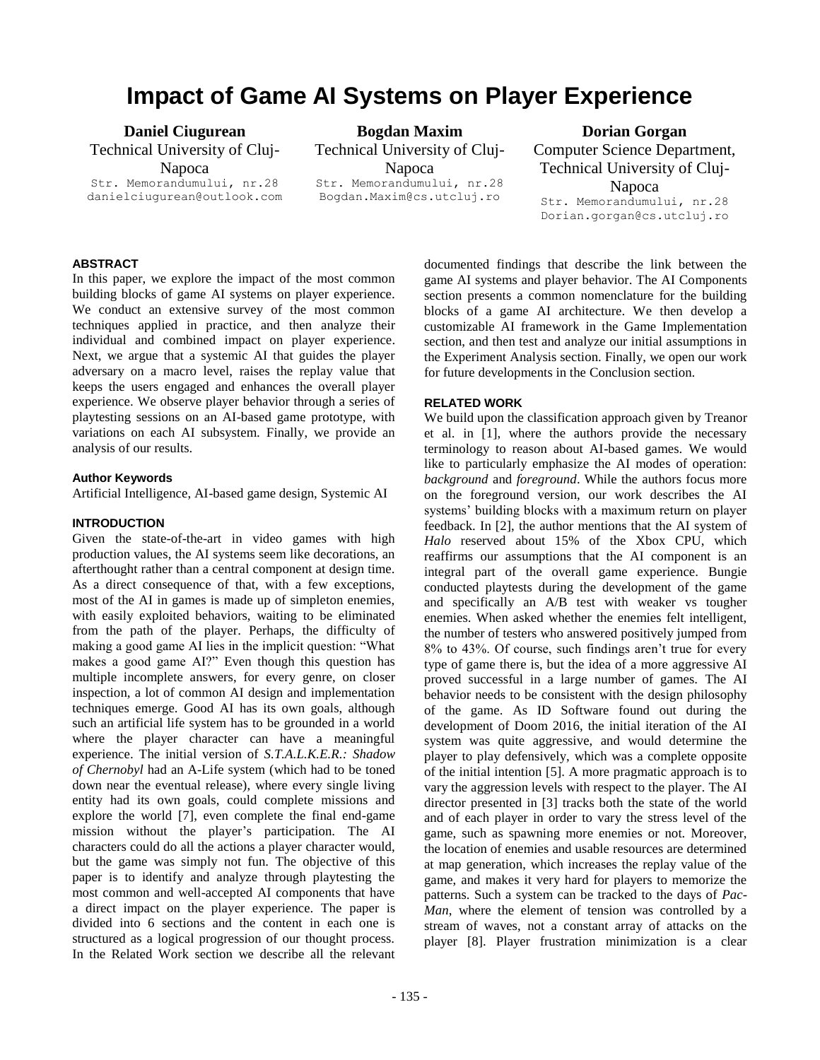# Impact of Game AI Systems on Player Experience

**Daniel Ciugurean**
Technical University of Cluj-Napoca
Str. Memorandumului, nr.28
danielciugurean@outlook.com

**Bogdan Maxim**
Technical University of Cluj-Napoca
Str. Memorandumului, nr.28
Bogdan.Maxim@cs.utcluj.ro

**Dorian Gorgan**
Computer Science Department, Technical University of Cluj-Napoca
Str. Memorandumului, nr.28
Dorian.gorgan@cs.utcluj.ro

## ABSTRACT

In this paper, we explore the impact of the most common building blocks of game AI systems on player experience. We conduct an extensive survey of the most common techniques applied in practice, and then analyze their individual and combined impact on player experience. Next, we argue that a systemic AI that guides the player adversary on a macro level, raises the replay value that keeps the users engaged and enhances the overall player experience. We observe player behavior through a series of playtesting sessions on an AI-based game prototype, with variations on each AI subsystem. Finally, we provide an analysis of our results.

### Author Keywords

Artificial Intelligence, AI-based game design, Systemic AI

## INTRODUCTION

Given the state-of-the-art in video games with high production values, the AI systems seem like decorations, an afterthought rather than a central component at design time. As a direct consequence of that, with a few exceptions, most of the AI in games is made up of simpleton enemies, with easily exploited behaviors, waiting to be eliminated from the path of the player. Perhaps, the difficulty of making a good game AI lies in the implicit question: "What makes a good game AI?" Even though this question has multiple incomplete answers, for every genre, on closer inspection, a lot of common AI design and implementation techniques emerge. Good AI has its own goals, although such an artificial life system has to be grounded in a world where the player character can have a meaningful experience. The initial version of *S.T.A.L.K.E.R.: Shadow of Chernobyl* had an A-Life system (which had to be toned down near the eventual release), where every single living entity had its own goals, could complete missions and explore the world [7], even complete the final end-game mission without the player's participation. The AI characters could do all the actions a player character would, but the game was simply not fun. The objective of this paper is to identify and analyze through playtesting the most common and well-accepted AI components that have a direct impact on the player experience. The paper is divided into 6 sections and the content in each one is structured as a logical progression of our thought process. In the Related Work section we describe all the relevant documented findings that describe the link between the game AI systems and player behavior. The AI Components section presents a common nomenclature for the building blocks of a game AI architecture. We then develop a customizable AI framework in the Game Implementation section, and then test and analyze our initial assumptions in the Experiment Analysis section. Finally, we open our work for future developments in the Conclusion section.

## RELATED WORK

We build upon the classification approach given by Treanor et al. in [1], where the authors provide the necessary terminology to reason about AI-based games. We would like to particularly emphasize the AI modes of operation: *background* and *foreground*. While the authors focus more on the foreground version, our work describes the AI systems' building blocks with a maximum return on player feedback. In [2], the author mentions that the AI system of *Halo* reserved about 15% of the Xbox CPU, which reaffirms our assumptions that the AI component is an integral part of the overall game experience. Bungie conducted playtests during the development of the game and specifically an A/B test with weaker vs tougher enemies. When asked whether the enemies felt intelligent, the number of testers who answered positively jumped from 8% to 43%. Of course, such findings aren't true for every type of game there is, but the idea of a more aggressive AI proved successful in a large number of games. The AI behavior needs to be consistent with the design philosophy of the game. As ID Software found out during the development of Doom 2016, the initial iteration of the AI system was quite aggressive, and would determine the player to play defensively, which was a complete opposite of the initial intention [5]. A more pragmatic approach is to vary the aggression levels with respect to the player. The AI director presented in [3] tracks both the state of the world and of each player in order to vary the stress level of the game, such as spawning more enemies or not. Moreover, the location of enemies and usable resources are determined at map generation, which increases the replay value of the game, and makes it very hard for players to memorize the patterns. Such a system can be tracked to the days of *Pac-Man*, where the element of tension was controlled by a stream of waves, not a constant array of attacks on the player [8]. Player frustration minimization is a clear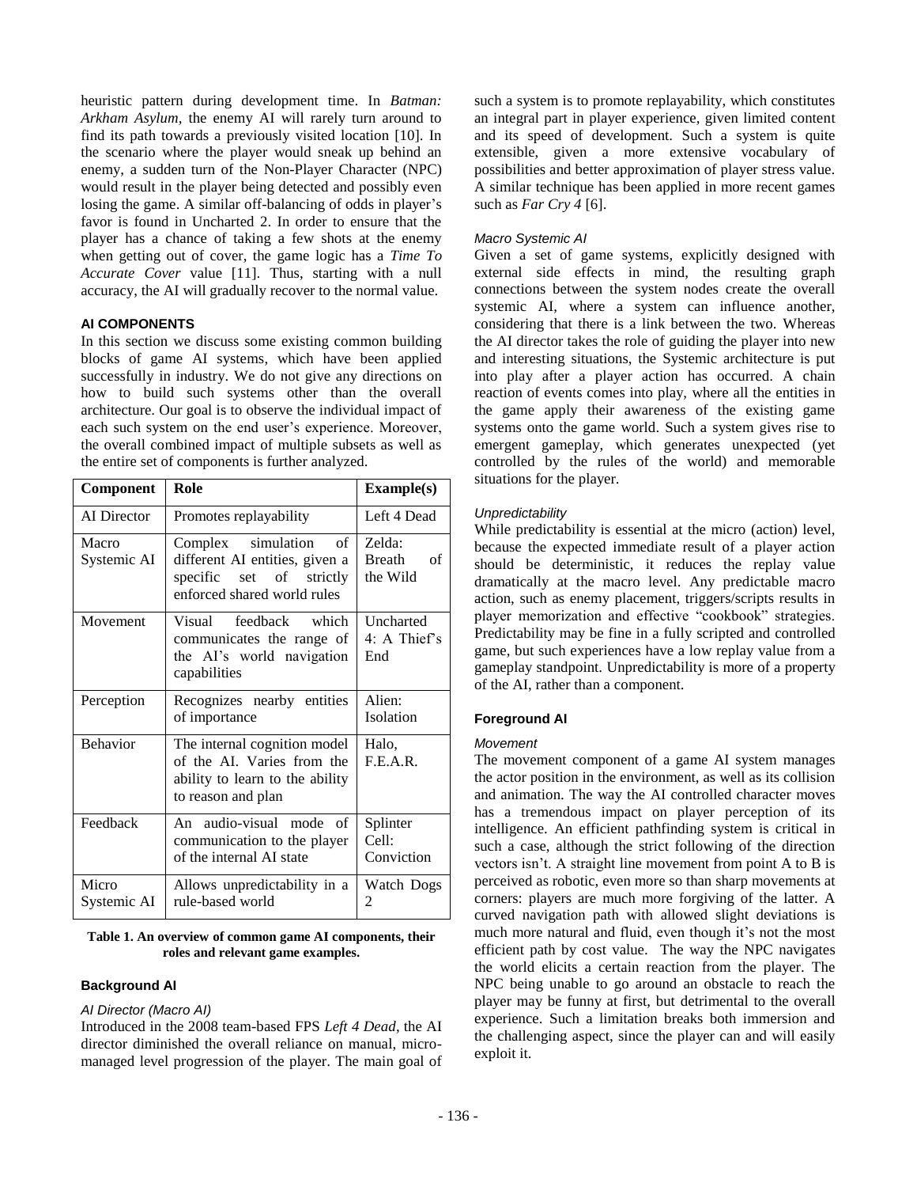heuristic pattern during development time. In *Batman: Arkham Asylum*, the enemy AI will rarely turn around to find its path towards a previously visited location [10]. In the scenario where the player would sneak up behind an enemy, a sudden turn of the Non-Player Character (NPC) would result in the player being detected and possibly even losing the game. A similar off-balancing of odds in player's favor is found in Uncharted 2. In order to ensure that the player has a chance of taking a few shots at the enemy when getting out of cover, the game logic has a *Time To Accurate Cover* value [11]. Thus, starting with a null accuracy, the AI will gradually recover to the normal value.

## AI COMPONENTS

In this section we discuss some existing common building blocks of game AI systems, which have been applied successfully in industry. We do not give any directions on how to build such systems other than the overall architecture. Our goal is to observe the individual impact of each such system on the end user's experience. Moreover, the overall combined impact of multiple subsets as well as the entire set of components is further analyzed.

| Component | Role | Example(s) |
|---|---|---|
| AI Director | Promotes replayability | Left 4 Dead |
| Macro Systemic AI | Complex simulation of different AI entities, given a specific set of strictly enforced shared world rules | Zelda: Breath of the Wild |
| Movement | Visual feedback which communicates the range of the AI's world navigation capabilities | Uncharted 4: A Thief's End |
| Perception | Recognizes nearby entities of importance | Alien: Isolation |
| Behavior | The internal cognition model of the AI. Varies from the ability to learn to the ability to reason and plan | Halo, F.E.A.R. |
| Feedback | An audio-visual mode of communication to the player of the internal AI state | Splinter Cell: Conviction |
| Micro Systemic AI | Allows unpredictability in a rule-based world | Watch Dogs 2 |

**Table 1. An overview of common game AI components, their roles and relevant game examples.**

### Background AI

#### *AI Director (Macro AI)*

Introduced in the 2008 team-based FPS *Left 4 Dead*, the AI director diminished the overall reliance on manual, micro-managed level progression of the player. The main goal of such a system is to promote replayability, which constitutes an integral part in player experience, given limited content and its speed of development. Such a system is quite extensible, given a more extensive vocabulary of possibilities and better approximation of player stress value. A similar technique has been applied in more recent games such as *Far Cry 4* [6].

#### *Macro Systemic AI*

Given a set of game systems, explicitly designed with external side effects in mind, the resulting graph connections between the system nodes create the overall systemic AI, where a system can influence another, considering that there is a link between the two. Whereas the AI director takes the role of guiding the player into new and interesting situations, the Systemic architecture is put into play after a player action has occurred. A chain reaction of events comes into play, where all the entities in the game apply their awareness of the existing game systems onto the game world. Such a system gives rise to emergent gameplay, which generates unexpected (yet controlled by the rules of the world) and memorable situations for the player.

#### *Unpredictability*

While predictability is essential at the micro (action) level, because the expected immediate result of a player action should be deterministic, it reduces the replay value dramatically at the macro level. Any predictable macro action, such as enemy placement, triggers/scripts results in player memorization and effective "cookbook" strategies. Predictability may be fine in a fully scripted and controlled game, but such experiences have a low replay value from a gameplay standpoint. Unpredictability is more of a property of the AI, rather than a component.

### Foreground AI

#### *Movement*

The movement component of a game AI system manages the actor position in the environment, as well as its collision and animation. The way the AI controlled character moves has a tremendous impact on player perception of its intelligence. An efficient pathfinding system is critical in such a case, although the strict following of the direction vectors isn't. A straight line movement from point A to B is perceived as robotic, even more so than sharp movements at corners: players are much more forgiving of the latter. A curved navigation path with allowed slight deviations is much more natural and fluid, even though it's not the most efficient path by cost value. The way the NPC navigates the world elicits a certain reaction from the player. The NPC being unable to go around an obstacle to reach the player may be funny at first, but detrimental to the overall experience. Such a limitation breaks both immersion and the challenging aspect, since the player can and will easily exploit it.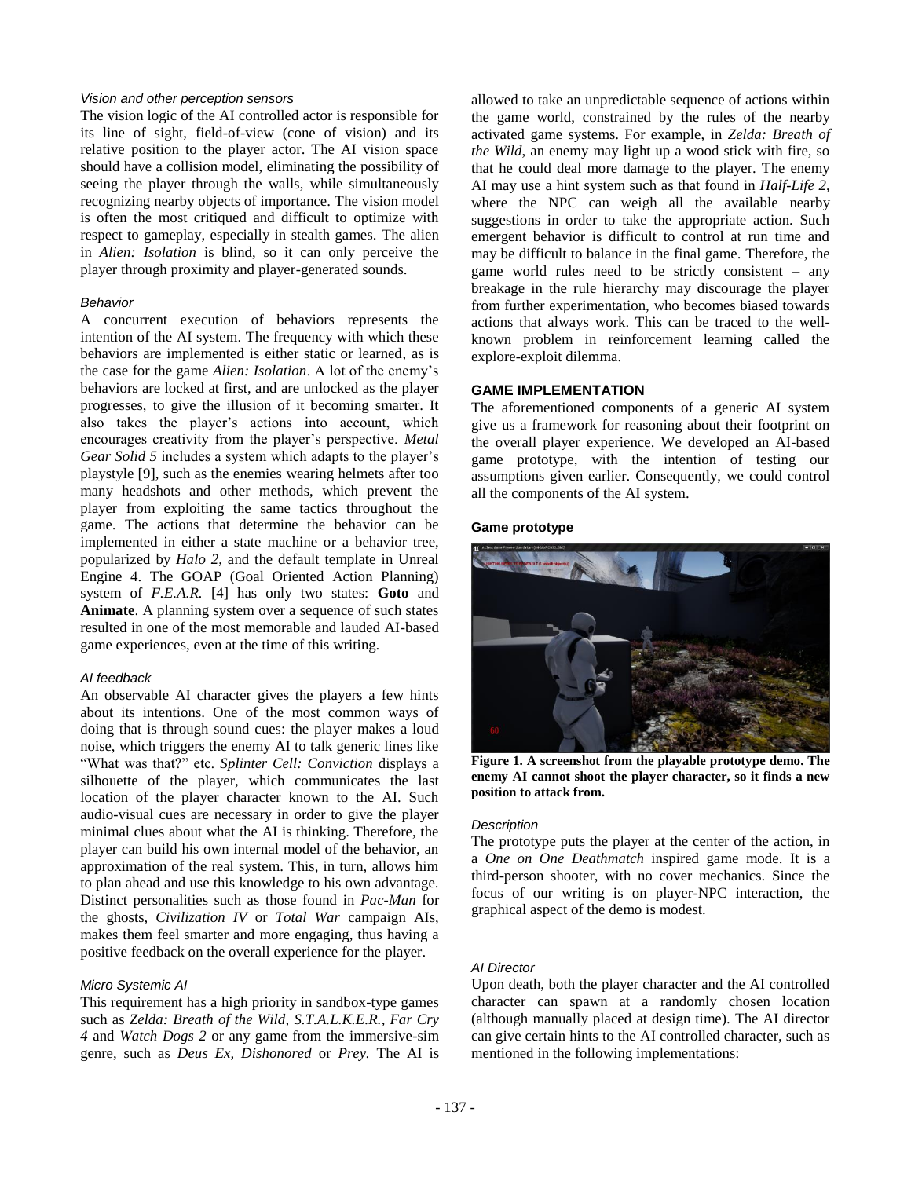#### *Vision and other perception sensors*

The vision logic of the AI controlled actor is responsible for its line of sight, field-of-view (cone of vision) and its relative position to the player actor. The AI vision space should have a collision model, eliminating the possibility of seeing the player through the walls, while simultaneously recognizing nearby objects of importance. The vision model is often the most critiqued and difficult to optimize with respect to gameplay, especially in stealth games. The alien in *Alien: Isolation* is blind, so it can only perceive the player through proximity and player-generated sounds.

#### *Behavior*

A concurrent execution of behaviors represents the intention of the AI system. The frequency with which these behaviors are implemented is either static or learned, as is the case for the game *Alien: Isolation*. A lot of the enemy's behaviors are locked at first, and are unlocked as the player progresses, to give the illusion of it becoming smarter. It also takes the player's actions into account, which encourages creativity from the player's perspective. *Metal Gear Solid 5* includes a system which adapts to the player's playstyle [9], such as the enemies wearing helmets after too many headshots and other methods, which prevent the player from exploiting the same tactics throughout the game. The actions that determine the behavior can be implemented in either a state machine or a behavior tree, popularized by *Halo 2*, and the default template in Unreal Engine 4. The GOAP (Goal Oriented Action Planning) system of *F.E.A.R.* [4] has only two states: **Goto** and **Animate**. A planning system over a sequence of such states resulted in one of the most memorable and lauded AI-based game experiences, even at the time of this writing.

#### *AI feedback*

An observable AI character gives the players a few hints about its intentions. One of the most common ways of doing that is through sound cues: the player makes a loud noise, which triggers the enemy AI to talk generic lines like "What was that?" etc. *Splinter Cell: Conviction* displays a silhouette of the player, which communicates the last location of the player character known to the AI. Such audio-visual cues are necessary in order to give the player minimal clues about what the AI is thinking. Therefore, the player can build his own internal model of the behavior, an approximation of the real system. This, in turn, allows him to plan ahead and use this knowledge to his own advantage. Distinct personalities such as those found in *Pac-Man* for the ghosts, *Civilization IV* or *Total War* campaign AIs, makes them feel smarter and more engaging, thus having a positive feedback on the overall experience for the player.

#### *Micro Systemic AI*

This requirement has a high priority in sandbox-type games such as *Zelda: Breath of the Wild*, *S.T.A.L.K.E.R.*, *Far Cry 4* and *Watch Dogs 2* or any game from the immersive-sim genre, such as *Deus Ex*, *Dishonored* or *Prey*. The AI is allowed to take an unpredictable sequence of actions within the game world, constrained by the rules of the nearby activated game systems. For example, in *Zelda: Breath of the Wild*, an enemy may light up a wood stick with fire, so that he could deal more damage to the player. The enemy AI may use a hint system such as that found in *Half-Life 2*, where the NPC can weigh all the available nearby suggestions in order to take the appropriate action. Such emergent behavior is difficult to control at run time and may be difficult to balance in the final game. Therefore, the game world rules need to be strictly consistent – any breakage in the rule hierarchy may discourage the player from further experimentation, who becomes biased towards actions that always work. This can be traced to the well-known problem in reinforcement learning called the explore-exploit dilemma.

## GAME IMPLEMENTATION

The aforementioned components of a generic AI system give us a framework for reasoning about their footprint on the overall player experience. We developed an AI-based game prototype, with the intention of testing our assumptions given earlier. Consequently, we could control all the components of the AI system.

### Game prototype

**Figure 1. A screenshot from the playable prototype demo. The enemy AI cannot shoot the player character, so it finds a new position to attack from.**

#### *Description*

The prototype puts the player at the center of the action, in a *One on One Deathmatch* inspired game mode. It is a third-person shooter, with no cover mechanics. Since the focus of our writing is on player-NPC interaction, the graphical aspect of the demo is modest.

#### *AI Director*

Upon death, both the player character and the AI controlled character can spawn at a randomly chosen location (although manually placed at design time). The AI director can give certain hints to the AI controlled character, such as mentioned in the following implementations: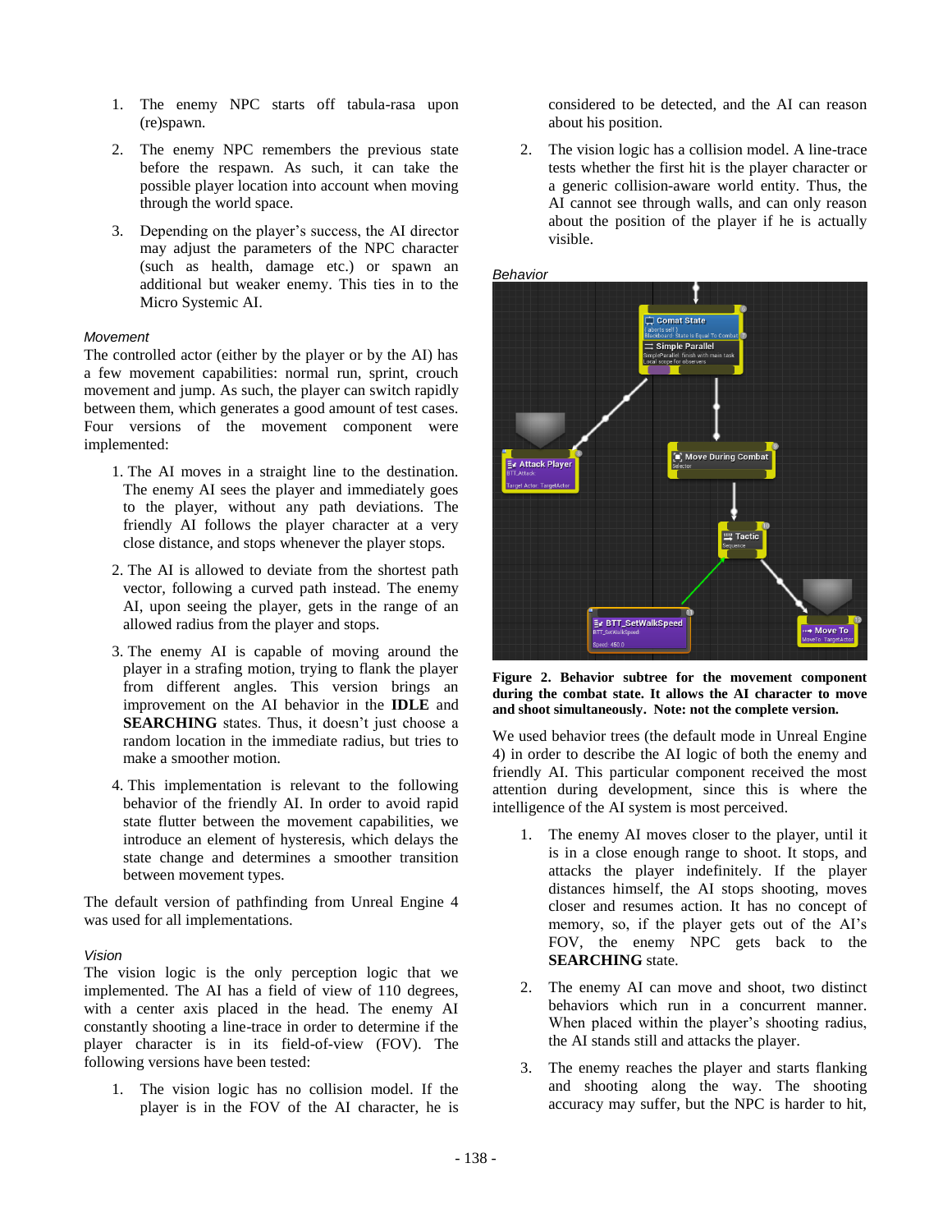1. The enemy NPC starts off tabula-rasa upon (re)spawn.
2. The enemy NPC remembers the previous state before the respawn. As such, it can take the possible player location into account when moving through the world space.
3. Depending on the player's success, the AI director may adjust the parameters of the NPC character (such as health, damage etc.) or spawn an additional but weaker enemy. This ties in to the Micro Systemic AI.

*Movement*

The controlled actor (either by the player or by the AI) has a few movement capabilities: normal run, sprint, crouch movement and jump. As such, the player can switch rapidly between them, which generates a good amount of test cases. Four versions of the movement component were implemented:

1. The AI moves in a straight line to the destination. The enemy AI sees the player and immediately goes to the player, without any path deviations. The friendly AI follows the player character at a very close distance, and stops whenever the player stops.
2. The AI is allowed to deviate from the shortest path vector, following a curved path instead. The enemy AI, upon seeing the player, gets in the range of an allowed radius from the player and stops.
3. The enemy AI is capable of moving around the player in a strafing motion, trying to flank the player from different angles. This version brings an improvement on the AI behavior in the **IDLE** and **SEARCHING** states. Thus, it doesn't just choose a random location in the immediate radius, but tries to make a smoother motion.
4. This implementation is relevant to the following behavior of the friendly AI. In order to avoid rapid state flutter between the movement capabilities, we introduce an element of hysteresis, which delays the state change and determines a smoother transition between movement types.

The default version of pathfinding from Unreal Engine 4 was used for all implementations.

*Vision*

The vision logic is the only perception logic that we implemented. The AI has a field of view of 110 degrees, with a center axis placed in the head. The enemy AI constantly shooting a line-trace in order to determine if the player character is in its field-of-view (FOV). The following versions have been tested:

1. The vision logic has no collision model. If the player is in the FOV of the AI character, he is considered to be detected, and the AI can reason about his position.
2. The vision logic has a collision model. A line-trace tests whether the first hit is the player character or a generic collision-aware world entity. Thus, the AI cannot see through walls, and can only reason about the position of the player if he is actually visible.

*Behavior*

**Figure 2. Behavior subtree for the movement component during the combat state. It allows the AI character to move and shoot simultaneously. Note: not the complete version.**

We used behavior trees (the default mode in Unreal Engine 4) in order to describe the AI logic of both the enemy and friendly AI. This particular component received the most attention during development, since this is where the intelligence of the AI system is most perceived.

1. The enemy AI moves closer to the player, until it is in a close enough range to shoot. It stops, and attacks the player indefinitely. If the player distances himself, the AI stops shooting, moves closer and resumes action. It has no concept of memory, so, if the player gets out of the AI's FOV, the enemy NPC gets back to the **SEARCHING** state.
2. The enemy AI can move and shoot, two distinct behaviors which run in a concurrent manner. When placed within the player's shooting radius, the AI stands still and attacks the player.
3. The enemy reaches the player and starts flanking and shooting along the way. The shooting accuracy may suffer, but the NPC is harder to hit,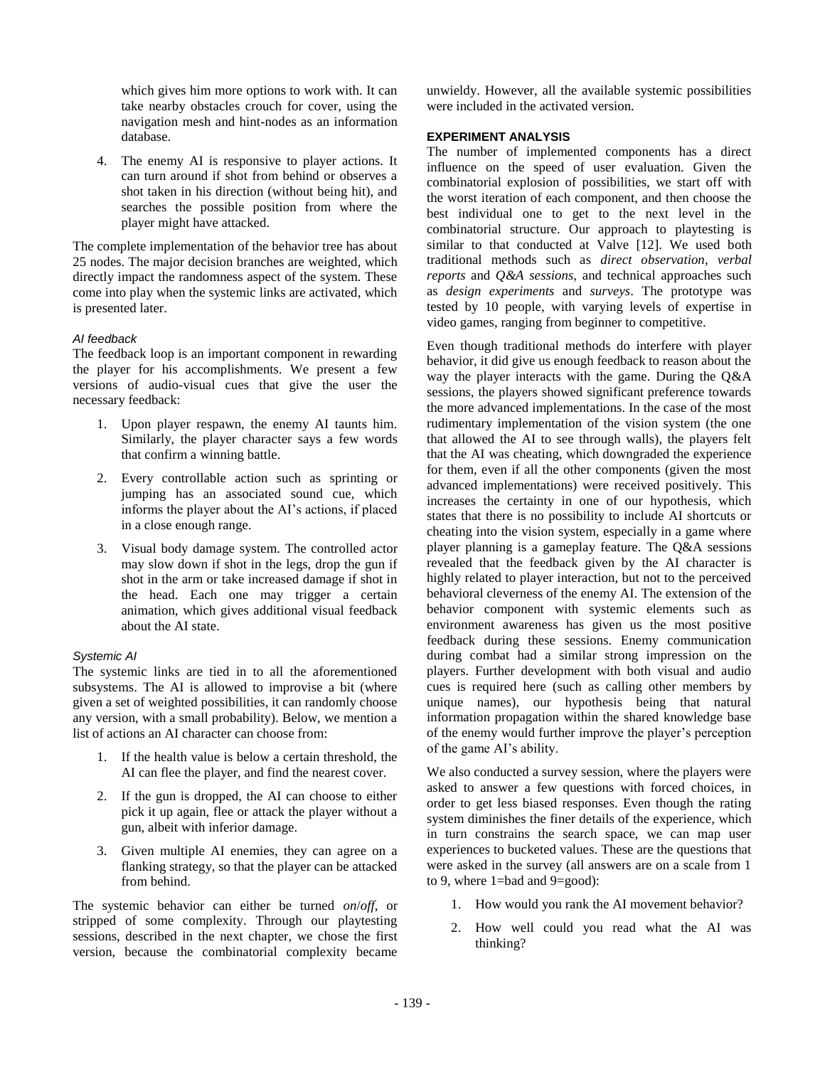which gives him more options to work with. It can take nearby obstacles crouch for cover, using the navigation mesh and hint-nodes as an information database.

4. The enemy AI is responsive to player actions. It can turn around if shot from behind or observes a shot taken in his direction (without being hit), and searches the possible position from where the player might have attacked.

The complete implementation of the behavior tree has about 25 nodes. The major decision branches are weighted, which directly impact the randomness aspect of the system. These come into play when the systemic links are activated, which is presented later.

### *AI feedback*

The feedback loop is an important component in rewarding the player for his accomplishments. We present a few versions of audio-visual cues that give the user the necessary feedback:

1. Upon player respawn, the enemy AI taunts him. Similarly, the player character says a few words that confirm a winning battle.

2. Every controllable action such as sprinting or jumping has an associated sound cue, which informs the player about the AI's actions, if placed in a close enough range.

3. Visual body damage system. The controlled actor may slow down if shot in the legs, drop the gun if shot in the arm or take increased damage if shot in the head. Each one may trigger a certain animation, which gives additional visual feedback about the AI state.

### *Systemic AI*

The systemic links are tied in to all the aforementioned subsystems. The AI is allowed to improvise a bit (where given a set of weighted possibilities, it can randomly choose any version, with a small probability). Below, we mention a list of actions an AI character can choose from:

1. If the health value is below a certain threshold, the AI can flee the player, and find the nearest cover.

2. If the gun is dropped, the AI can choose to either pick it up again, flee or attack the player without a gun, albeit with inferior damage.

3. Given multiple AI enemies, they can agree on a flanking strategy, so that the player can be attacked from behind.

The systemic behavior can either be turned *on*/*off*, or stripped of some complexity. Through our playtesting sessions, described in the next chapter, we chose the first version, because the combinatorial complexity became unwieldy. However, all the available systemic possibilities were included in the activated version.

## EXPERIMENT ANALYSIS

The number of implemented components has a direct influence on the speed of user evaluation. Given the combinatorial explosion of possibilities, we start off with the worst iteration of each component, and then choose the best individual one to get to the next level in the combinatorial structure. Our approach to playtesting is similar to that conducted at Valve [12]. We used both traditional methods such as *direct observation*, *verbal reports* and *Q&A sessions*, and technical approaches such as *design experiments* and *surveys*. The prototype was tested by 10 people, with varying levels of expertise in video games, ranging from beginner to competitive.

Even though traditional methods do interfere with player behavior, it did give us enough feedback to reason about the way the player interacts with the game. During the Q&A sessions, the players showed significant preference towards the more advanced implementations. In the case of the most rudimentary implementation of the vision system (the one that allowed the AI to see through walls), the players felt that the AI was cheating, which downgraded the experience for them, even if all the other components (given the most advanced implementations) were received positively. This increases the certainty in one of our hypothesis, which states that there is no possibility to include AI shortcuts or cheating into the vision system, especially in a game where player planning is a gameplay feature. The Q&A sessions revealed that the feedback given by the AI character is highly related to player interaction, but not to the perceived behavioral cleverness of the enemy AI. The extension of the behavior component with systemic elements such as environment awareness has given us the most positive feedback during these sessions. Enemy communication during combat had a similar strong impression on the players. Further development with both visual and audio cues is required here (such as calling other members by unique names), our hypothesis being that natural information propagation within the shared knowledge base of the enemy would further improve the player's perception of the game AI's ability.

We also conducted a survey session, where the players were asked to answer a few questions with forced choices, in order to get less biased responses. Even though the rating system diminishes the finer details of the experience, which in turn constrains the search space, we can map user experiences to bucketed values. These are the questions that were asked in the survey (all answers are on a scale from 1 to 9, where 1=bad and 9=good):

1. How would you rank the AI movement behavior?

2. How well could you read what the AI was thinking?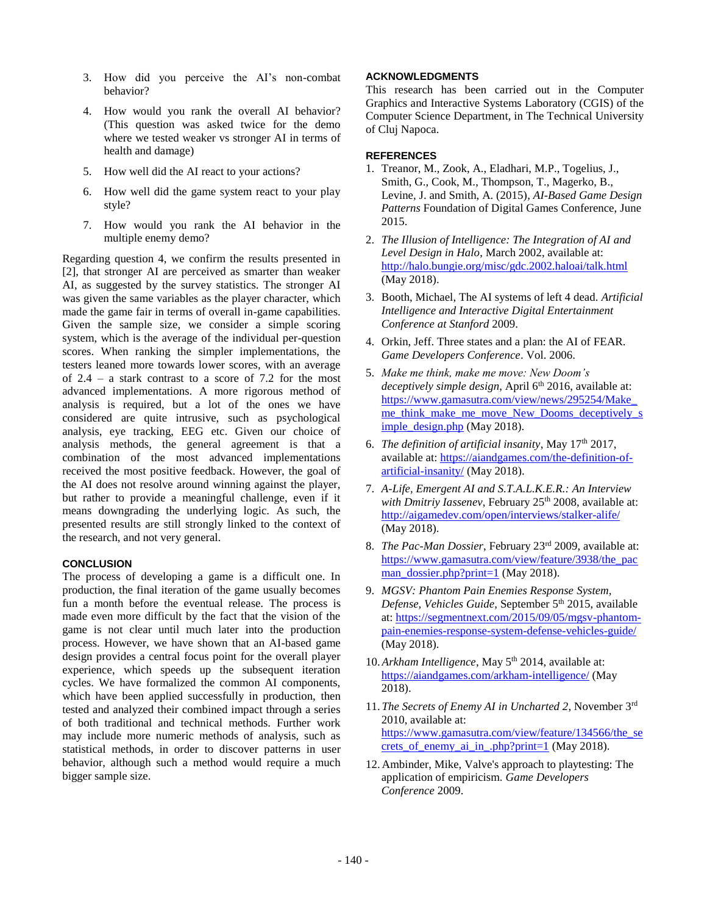3. How did you perceive the AI's non-combat behavior?

4. How would you rank the overall AI behavior? (This question was asked twice for the demo where we tested weaker vs stronger AI in terms of health and damage)

5. How well did the AI react to your actions?

6. How well did the game system react to your play style?

7. How would you rank the AI behavior in the multiple enemy demo?

Regarding question 4, we confirm the results presented in [2], that stronger AI are perceived as smarter than weaker AI, as suggested by the survey statistics. The stronger AI was given the same variables as the player character, which made the game fair in terms of overall in-game capabilities. Given the sample size, we consider a simple scoring system, which is the average of the individual per-question scores. When ranking the simpler implementations, the testers leaned more towards lower scores, with an average of 2.4 – a stark contrast to a score of 7.2 for the most advanced implementations. A more rigorous method of analysis is required, but a lot of the ones we have considered are quite intrusive, such as psychological analysis, eye tracking, EEG etc. Given our choice of analysis methods, the general agreement is that a combination of the most advanced implementations received the most positive feedback. However, the goal of the AI does not resolve around winning against the player, but rather to provide a meaningful challenge, even if it means downgrading the underlying logic. As such, the presented results are still strongly linked to the context of the research, and not very general.

## CONCLUSION

The process of developing a game is a difficult one. In production, the final iteration of the game usually becomes fun a month before the eventual release. The process is made even more difficult by the fact that the vision of the game is not clear until much later into the production process. However, we have shown that an AI-based game design provides a central focus point for the overall player experience, which speeds up the subsequent iteration cycles. We have formalized the common AI components, which have been applied successfully in production, then tested and analyzed their combined impact through a series of both traditional and technical methods. Further work may include more numeric methods of analysis, such as statistical methods, in order to discover patterns in user behavior, although such a method would require a much bigger sample size.

## ACKNOWLEDGMENTS

This research has been carried out in the Computer Graphics and Interactive Systems Laboratory (CGIS) of the Computer Science Department, in The Technical University of Cluj Napoca.

## REFERENCES

1. Treanor, M., Zook, A., Eladhari, M.P., Togelius, J., Smith, G., Cook, M., Thompson, T., Magerko, B., Levine, J. and Smith, A. (2015), *AI-Based Game Design Patterns* Foundation of Digital Games Conference, June 2015.

2. *The Illusion of Intelligence: The Integration of AI and Level Design in Halo*, March 2002, available at: http://halo.bungie.org/misc/gdc.2002.haloai/talk.html (May 2018).

3. Booth, Michael, The AI systems of left 4 dead. *Artificial Intelligence and Interactive Digital Entertainment Conference at Stanford* 2009.

4. Orkin, Jeff. Three states and a plan: the AI of FEAR. *Game Developers Conference*. Vol. 2006.

5. *Make me think, make me move: New Doom's deceptively simple design*, April 6th 2016, available at: https://www.gamasutra.com/view/news/295254/Make_me_think_make_me_move_New_Dooms_deceptively_simple_design.php (May 2018).

6. *The definition of artificial insanity*, May 17th 2017, available at: https://aiandgames.com/the-definition-of-artificial-insanity/ (May 2018).

7. *A-Life, Emergent AI and S.T.A.L.K.E.R.: An Interview with Dmitriy Iassenev*, February 25th 2008, available at: http://aigamedev.com/open/interviews/stalker-alife/ (May 2018).

8. *The Pac-Man Dossier*, February 23rd 2009, available at: https://www.gamasutra.com/view/feature/3938/the_pacman_dossier.php?print=1 (May 2018).

9. *MGSV: Phantom Pain Enemies Response System, Defense, Vehicles Guide*, September 5th 2015, available at: https://segmentnext.com/2015/09/05/mgsv-phantom-pain-enemies-response-system-defense-vehicles-guide/ (May 2018).

10. *Arkham Intelligence*, May 5th 2014, available at: https://aiandgames.com/arkham-intelligence/ (May 2018).

11. *The Secrets of Enemy AI in Uncharted 2*, November 3rd 2010, available at: https://www.gamasutra.com/view/feature/134566/the_secrets_of_enemy_ai_in_.php?print=1 (May 2018).

12. Ambinder, Mike, Valve's approach to playtesting: The application of empiricism. *Game Developers Conference* 2009.